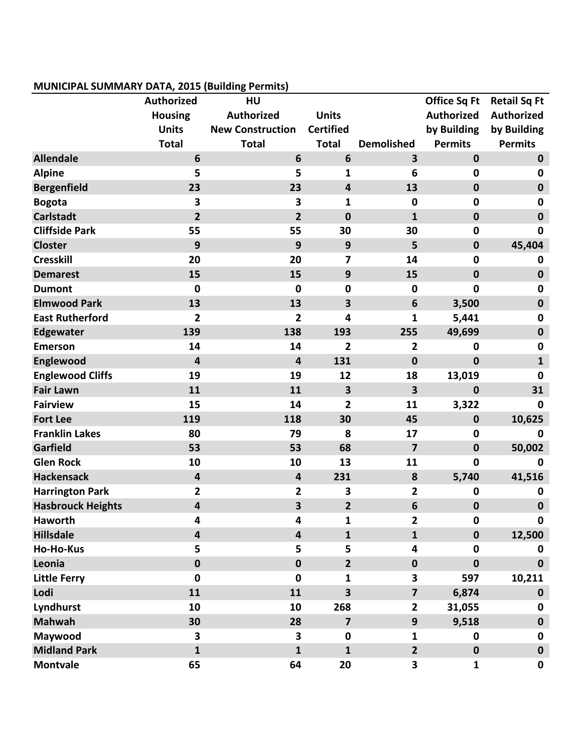**MUNICIPAL SUMMARY DATA, 2015 (Building Permits)**

| | Authorized Housing Units Total | HU Authorized New Construction Total | Units Certified Total | Demolished | Office Sq Ft Authorized by Building Permits | Retail Sq Ft Authorized by Building Permits |
|---|---|---|---|---|---|---|
| **Allendale** | 6 | 6 | 6 | 3 | 0 | 0 |
| **Alpine** | 5 | 5 | 1 | 6 | 0 | 0 |
| **Bergenfield** | 23 | 23 | 4 | 13 | 0 | 0 |
| **Bogota** | 3 | 3 | 1 | 0 | 0 | 0 |
| **Carlstadt** | 2 | 2 | 0 | 1 | 0 | 0 |
| **Cliffside Park** | 55 | 55 | 30 | 30 | 0 | 0 |
| **Closter** | 9 | 9 | 9 | 5 | 0 | 45,404 |
| **Cresskill** | 20 | 20 | 7 | 14 | 0 | 0 |
| **Demarest** | 15 | 15 | 9 | 15 | 0 | 0 |
| **Dumont** | 0 | 0 | 0 | 0 | 0 | 0 |
| **Elmwood Park** | 13 | 13 | 3 | 6 | 3,500 | 0 |
| **East Rutherford** | 2 | 2 | 4 | 1 | 5,441 | 0 |
| **Edgewater** | 139 | 138 | 193 | 255 | 49,699 | 0 |
| **Emerson** | 14 | 14 | 2 | 2 | 0 | 0 |
| **Englewood** | 4 | 4 | 131 | 0 | 0 | 1 |
| **Englewood Cliffs** | 19 | 19 | 12 | 18 | 13,019 | 0 |
| **Fair Lawn** | 11 | 11 | 3 | 3 | 0 | 31 |
| **Fairview** | 15 | 14 | 2 | 11 | 3,322 | 0 |
| **Fort Lee** | 119 | 118 | 30 | 45 | 0 | 10,625 |
| **Franklin Lakes** | 80 | 79 | 8 | 17 | 0 | 0 |
| **Garfield** | 53 | 53 | 68 | 7 | 0 | 50,002 |
| **Glen Rock** | 10 | 10 | 13 | 11 | 0 | 0 |
| **Hackensack** | 4 | 4 | 231 | 8 | 5,740 | 41,516 |
| **Harrington Park** | 2 | 2 | 3 | 2 | 0 | 0 |
| **Hasbrouck Heights** | 4 | 3 | 2 | 6 | 0 | 0 |
| **Haworth** | 4 | 4 | 1 | 2 | 0 | 0 |
| **Hillsdale** | 4 | 4 | 1 | 1 | 0 | 12,500 |
| **Ho-Ho-Kus** | 5 | 5 | 5 | 4 | 0 | 0 |
| **Leonia** | 0 | 0 | 2 | 0 | 0 | 0 |
| **Little Ferry** | 0 | 0 | 1 | 3 | 597 | 10,211 |
| **Lodi** | 11 | 11 | 3 | 7 | 6,874 | 0 |
| **Lyndhurst** | 10 | 10 | 268 | 2 | 31,055 | 0 |
| **Mahwah** | 30 | 28 | 7 | 9 | 9,518 | 0 |
| **Maywood** | 3 | 3 | 0 | 1 | 0 | 0 |
| **Midland Park** | 1 | 1 | 1 | 2 | 0 | 0 |
| **Montvale** | 65 | 64 | 20 | 3 | 1 | 0 |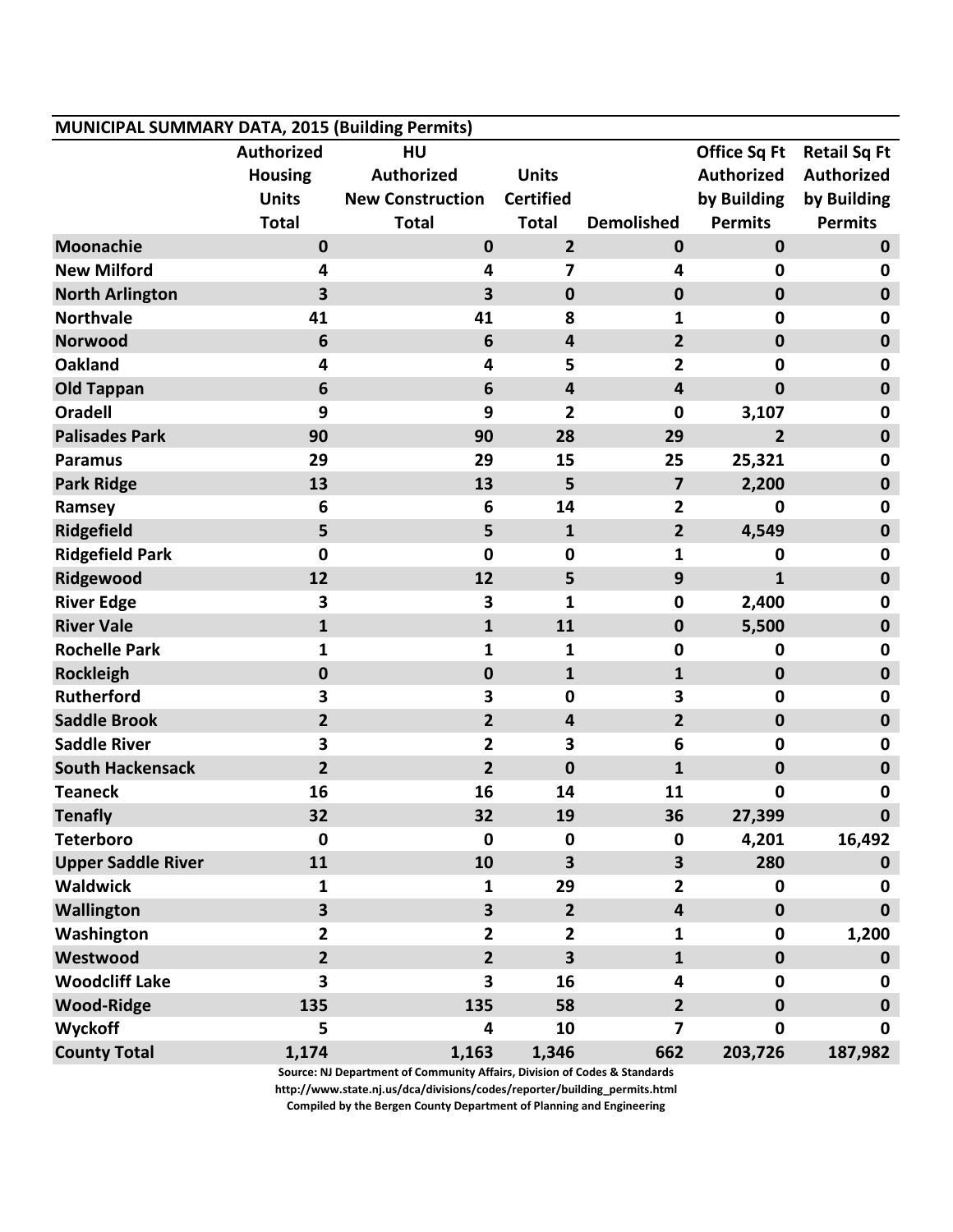## MUNICIPAL SUMMARY DATA, 2015 (Building Permits)

| | Authorized Housing Units Total | HU Authorized New Construction Total | Units Certified Total | Demolished | Office Sq Ft Authorized by Building Permits | Retail Sq Ft Authorized by Building Permits |
|---|---|---|---|---|---|---|
| **Moonachie** | 0 | 0 | 2 | 0 | 0 | 0 |
| **New Milford** | 4 | 4 | 7 | 4 | 0 | 0 |
| **North Arlington** | 3 | 3 | 0 | 0 | 0 | 0 |
| **Northvale** | 41 | 41 | 8 | 1 | 0 | 0 |
| **Norwood** | 6 | 6 | 4 | 2 | 0 | 0 |
| **Oakland** | 4 | 4 | 5 | 2 | 0 | 0 |
| **Old Tappan** | 6 | 6 | 4 | 4 | 0 | 0 |
| **Oradell** | 9 | 9 | 2 | 0 | 3,107 | 0 |
| **Palisades Park** | 90 | 90 | 28 | 29 | 2 | 0 |
| **Paramus** | 29 | 29 | 15 | 25 | 25,321 | 0 |
| **Park Ridge** | 13 | 13 | 5 | 7 | 2,200 | 0 |
| **Ramsey** | 6 | 6 | 14 | 2 | 0 | 0 |
| **Ridgefield** | 5 | 5 | 1 | 2 | 4,549 | 0 |
| **Ridgefield Park** | 0 | 0 | 0 | 1 | 0 | 0 |
| **Ridgewood** | 12 | 12 | 5 | 9 | 1 | 0 |
| **River Edge** | 3 | 3 | 1 | 0 | 2,400 | 0 |
| **River Vale** | 1 | 1 | 11 | 0 | 5,500 | 0 |
| **Rochelle Park** | 1 | 1 | 1 | 0 | 0 | 0 |
| **Rockleigh** | 0 | 0 | 1 | 1 | 0 | 0 |
| **Rutherford** | 3 | 3 | 0 | 3 | 0 | 0 |
| **Saddle Brook** | 2 | 2 | 4 | 2 | 0 | 0 |
| **Saddle River** | 3 | 2 | 3 | 6 | 0 | 0 |
| **South Hackensack** | 2 | 2 | 0 | 1 | 0 | 0 |
| **Teaneck** | 16 | 16 | 14 | 11 | 0 | 0 |
| **Tenafly** | 32 | 32 | 19 | 36 | 27,399 | 0 |
| **Teterboro** | 0 | 0 | 0 | 0 | 4,201 | 16,492 |
| **Upper Saddle River** | 11 | 10 | 3 | 3 | 280 | 0 |
| **Waldwick** | 1 | 1 | 29 | 2 | 0 | 0 |
| **Wallington** | 3 | 3 | 2 | 4 | 0 | 0 |
| **Washington** | 2 | 2 | 2 | 1 | 0 | 1,200 |
| **Westwood** | 2 | 2 | 3 | 1 | 0 | 0 |
| **Woodcliff Lake** | 3 | 3 | 16 | 4 | 0 | 0 |
| **Wood-Ridge** | 135 | 135 | 58 | 2 | 0 | 0 |
| **Wyckoff** | 5 | 4 | 10 | 7 | 0 | 0 |
| **County Total** | 1,174 | 1,163 | 1,346 | 662 | 203,726 | 187,982 |

Source: NJ Department of Community Affairs, Division of Codes & Standards
http://www.state.nj.us/dca/divisions/codes/reporter/building_permits.html
Compiled by the Bergen County Department of Planning and Engineering